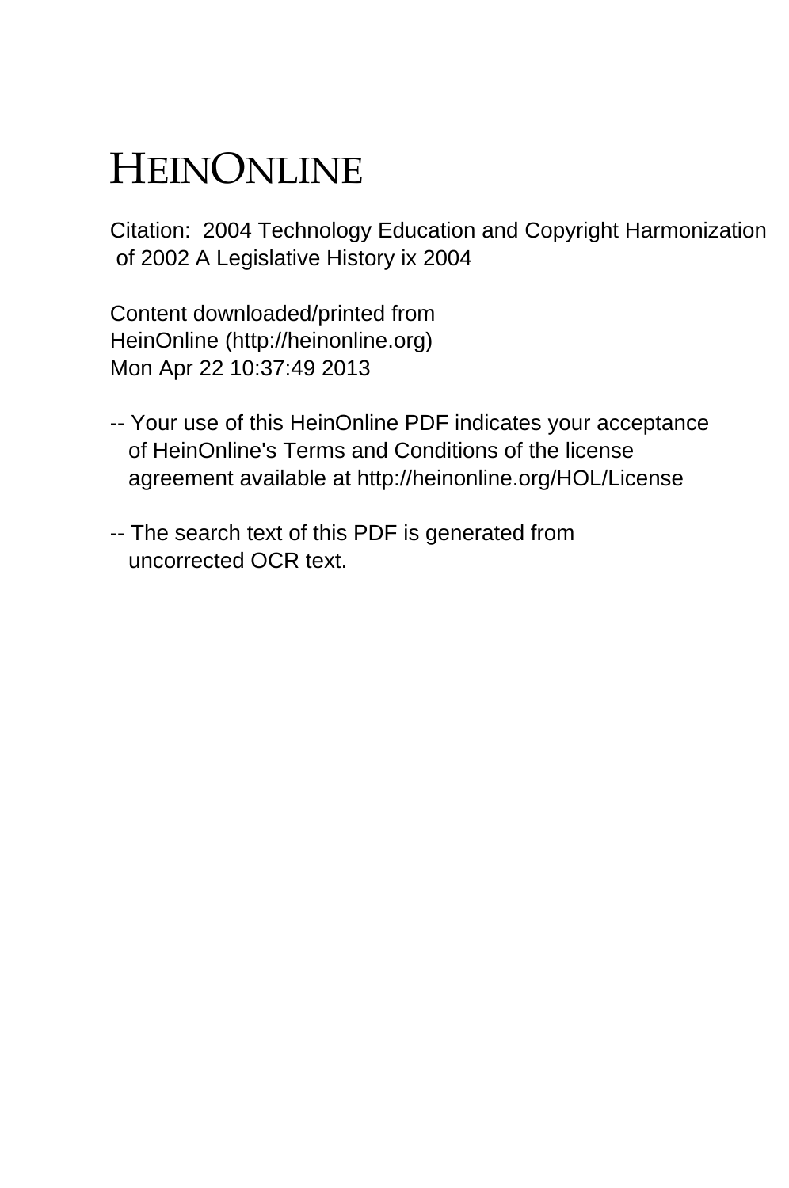# HEINONLINE

Citation: 2004 Technology Education and Copyright Harmonization of 2002 A Legislative History ix 2004

Content downloaded/printed from
HeinOnline (http://heinonline.org)
Mon Apr 22 10:37:49 2013

-- Your use of this HeinOnline PDF indicates your acceptance of HeinOnline's Terms and Conditions of the license agreement available at http://heinonline.org/HOL/License

-- The search text of this PDF is generated from uncorrected OCR text.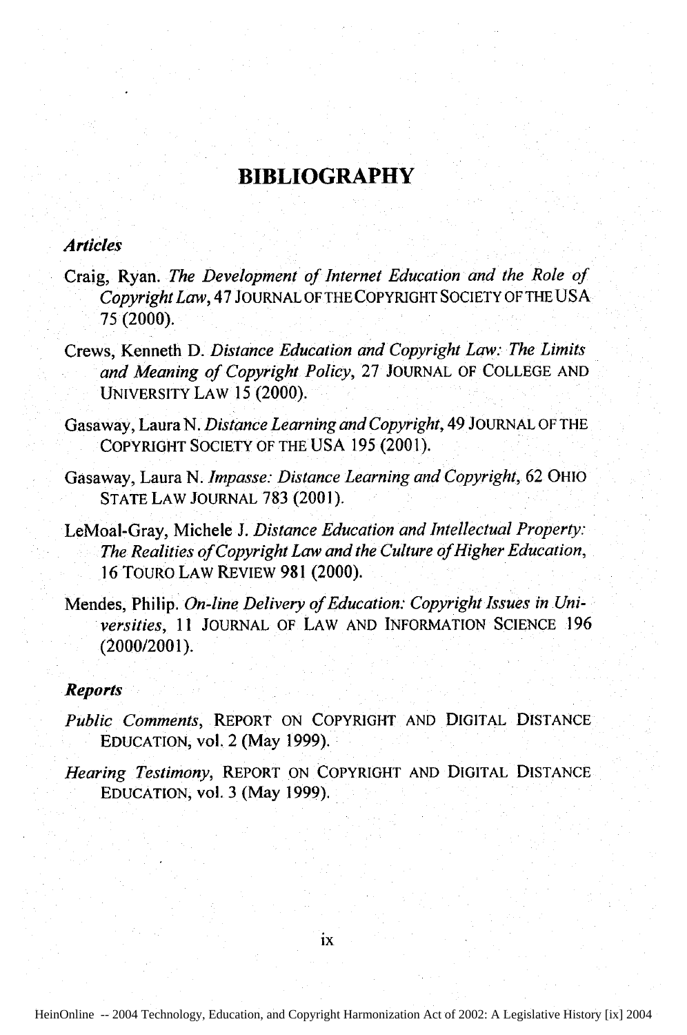# BIBLIOGRAPHY

***Articles***

Craig, Ryan. *The Development of Internet Education and the Role of Copyright Law*, 47 JOURNAL OF THE COPYRIGHT SOCIETY OF THE USA 75 (2000).

Crews, Kenneth D. *Distance Education and Copyright Law: The Limits and Meaning of Copyright Policy*, 27 JOURNAL OF COLLEGE AND UNIVERSITY LAW 15 (2000).

Gasaway, Laura N. *Distance Learning and Copyright*, 49 JOURNAL OF THE COPYRIGHT SOCIETY OF THE USA 195 (2001).

Gasaway, Laura N. *Impasse: Distance Learning and Copyright*, 62 OHIO STATE LAW JOURNAL 783 (2001).

LeMoal-Gray, Michele J. *Distance Education and Intellectual Property: The Realities of Copyright Law and the Culture of Higher Education*, 16 TOURO LAW REVIEW 981 (2000).

Mendes, Philip. *On-line Delivery of Education: Copyright Issues in Universities*, 11 JOURNAL OF LAW AND INFORMATION SCIENCE 196 (2000/2001).

***Reports***

*Public Comments*, REPORT ON COPYRIGHT AND DIGITAL DISTANCE EDUCATION, vol. 2 (May 1999).

*Hearing Testimony*, REPORT ON COPYRIGHT AND DIGITAL DISTANCE EDUCATION, vol. 3 (May 1999).